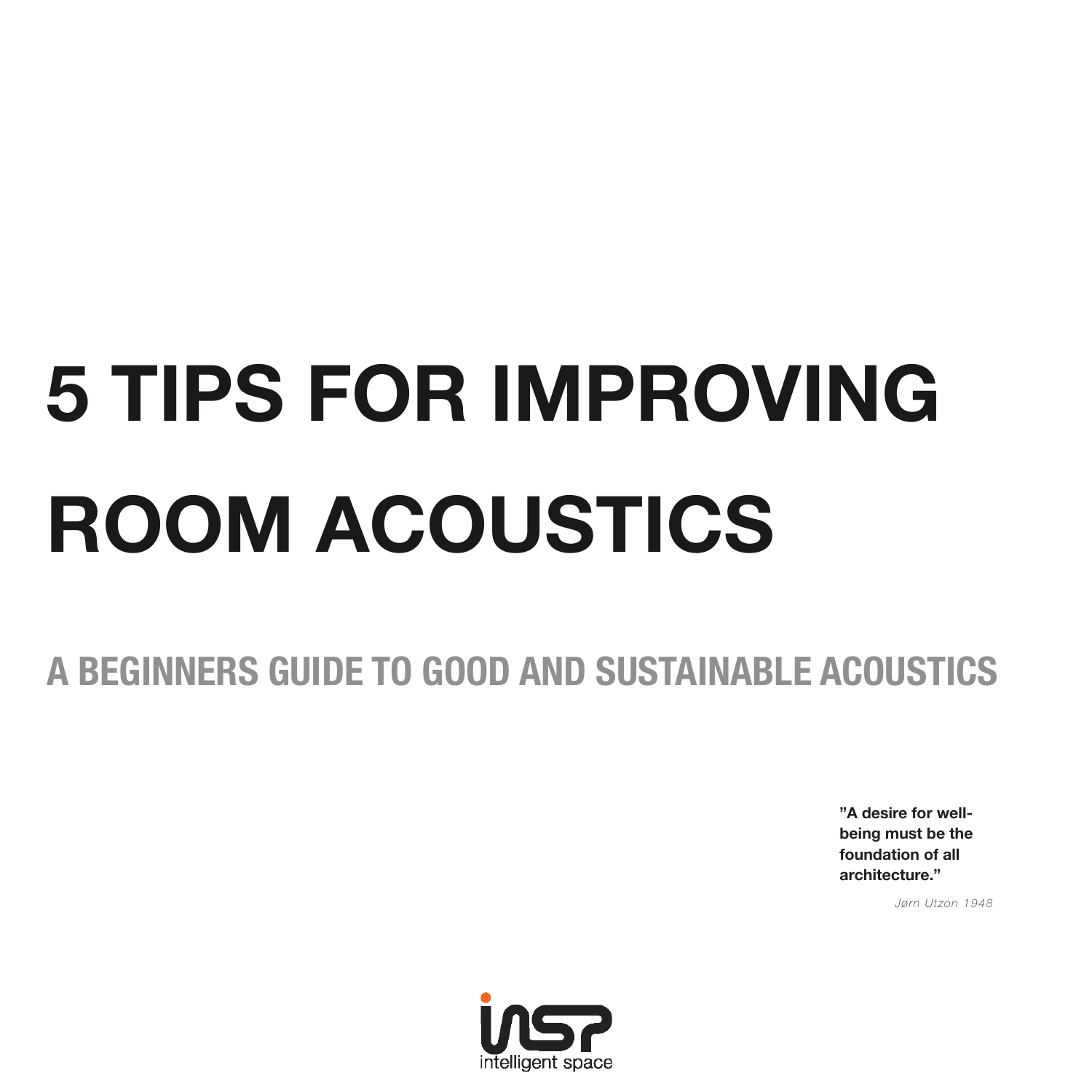# 5 TIPS FOR IMPROVING ROOM ACOUSTICS

## A BEGINNERS GUIDE TO GOOD AND SUSTAINABLE ACOUSTICS

**"A desire for well-being must be the foundation of all architecture."**

*Jørn Utzon 1948*

insp
intelligent space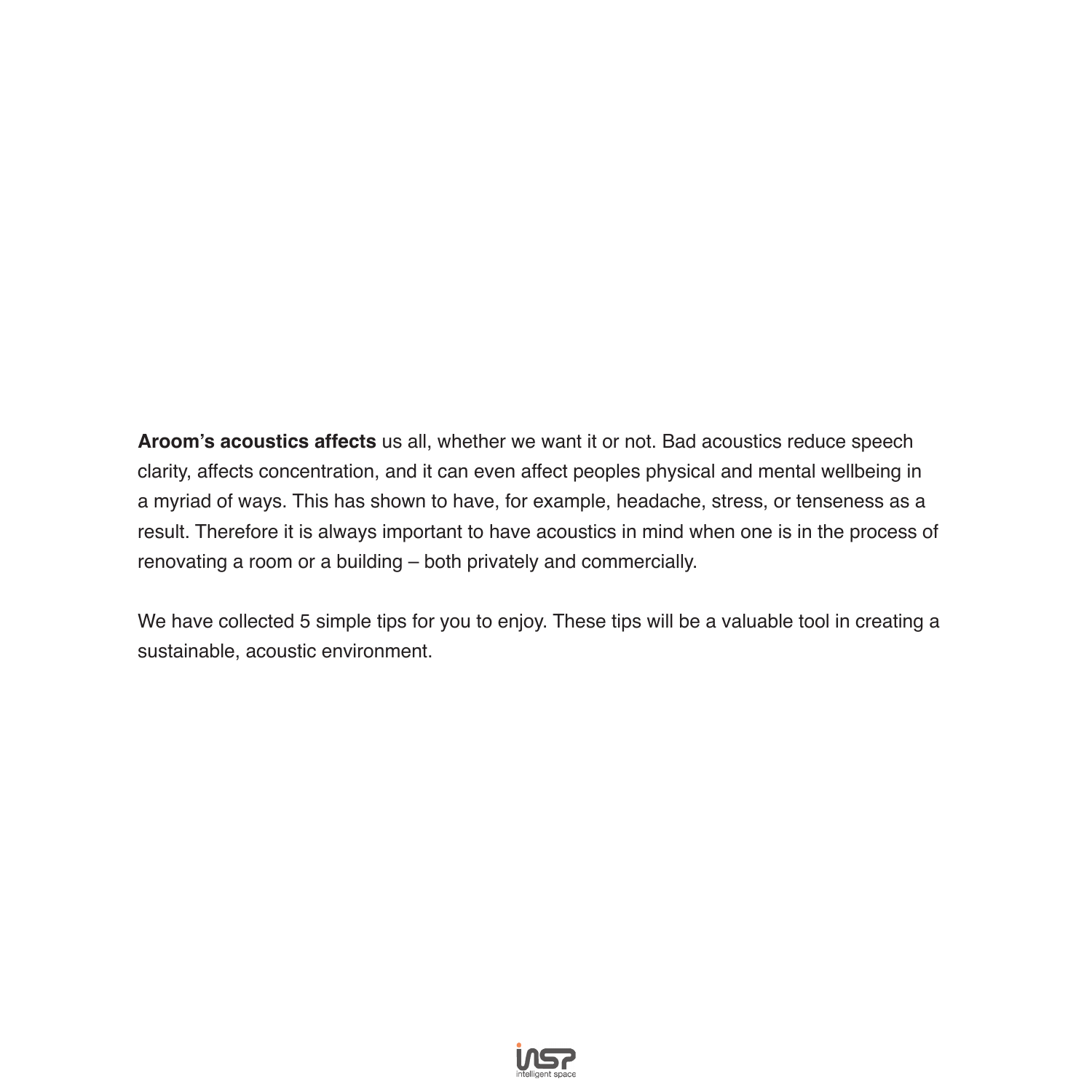**Aroom's acoustics affects** us all, whether we want it or not. Bad acoustics reduce speech clarity, affects concentration, and it can even affect peoples physical and mental wellbeing in a myriad of ways. This has shown to have, for example, headache, stress, or tenseness as a result. Therefore it is always important to have acoustics in mind when one is in the process of renovating a room or a building – both privately and commercially.

We have collected 5 simple tips for you to enjoy. These tips will be a valuable tool in creating a sustainable, acoustic environment.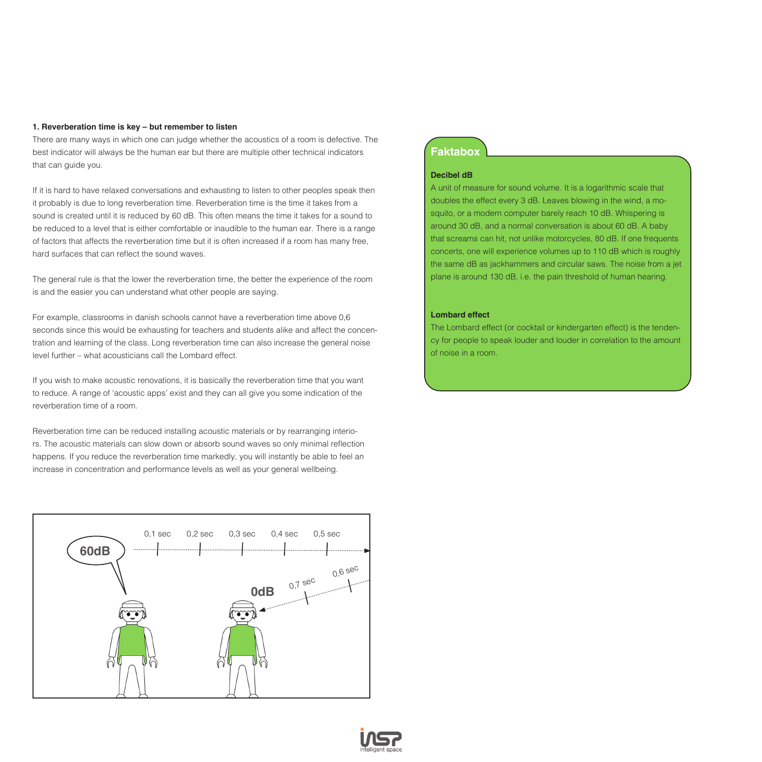### 1. Reverberation time is key – but remember to listen

There are many ways in which one can judge whether the acoustics of a room is defective. The best indicator will always be the human ear but there are multiple other technical indicators that can guide you.

If it is hard to have relaxed conversations and exhausting to listen to other peoples speak then it probably is due to long reverberation time. Reverberation time is the time it takes from a sound is created until it is reduced by 60 dB. This often means the time it takes for a sound to be reduced to a level that is either comfortable or inaudible to the human ear. There is a range of factors that affects the reverberation time but it is often increased if a room has many free, hard surfaces that can reflect the sound waves.

The general rule is that the lower the reverberation time, the better the experience of the room is and the easier you can understand what other people are saying.

For example, classrooms in danish schools cannot have a reverberation time above 0,6 seconds since this would be exhausting for teachers and students alike and affect the concentration and learning of the class. Long reverberation time can also increase the general noise level further – what acousticians call the Lombard effect.

If you wish to make acoustic renovations, it is basically the reverberation time that you want to reduce. A range of 'acoustic apps' exist and they can all give you some indication of the reverberation time of a room.

Reverberation time can be reduced installing acoustic materials or by rearranging interiors. The acoustic materials can slow down or absorb sound waves so only minimal reflection happens. If you reduce the reverberation time markedly, you will instantly be able to feel an increase in concentration and performance levels as well as your general wellbeing.

60dB

0,1 sec 0,2 sec 0,3 sec 0,4 sec 0,5 sec

0,6 sec 0,7 sec

0dB

## Faktabox

**Decibel dB**

A unit of measure for sound volume. It is a logarithmic scale that doubles the effect every 3 dB. Leaves blowing in the wind, a mosquito, or a modern computer barely reach 10 dB. Whispering is around 30 dB, and a normal conversation is about 60 dB. A baby that screams can hit, not unlike motorcycles, 80 dB. If one frequents concerts, one will experience volumes up to 110 dB which is roughly the same dB as jackhammers and circular saws. The noise from a jet plane is around 130 dB, i.e. the pain threshold of human hearing.

**Lombard effect**

The Lombard effect (or cocktail or kindergarten effect) is the tendency for people to speak louder and louder in correlation to the amount of noise in a room.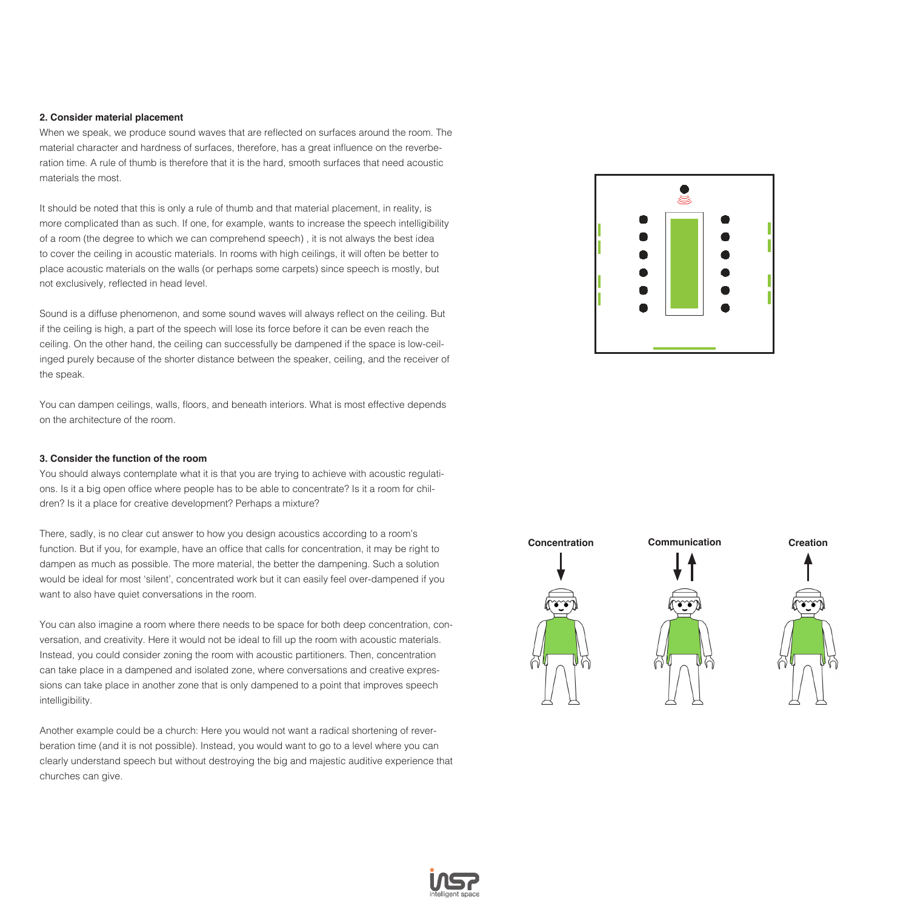**2. Consider material placement**

When we speak, we produce sound waves that are reflected on surfaces around the room. The material character and hardness of surfaces, therefore, has a great influence on the reverberation time. A rule of thumb is therefore that it is the hard, smooth surfaces that need acoustic materials the most.

It should be noted that this is only a rule of thumb and that material placement, in reality, is more complicated than as such. If one, for example, wants to increase the speech intelligibility of a room (the degree to which we can comprehend speech) , it is not always the best idea to cover the ceiling in acoustic materials. In rooms with high ceilings, it will often be better to place acoustic materials on the walls (or perhaps some carpets) since speech is mostly, but not exclusively, reflected in head level.

Sound is a diffuse phenomenon, and some sound waves will always reflect on the ceiling. But if the ceiling is high, a part of the speech will lose its force before it can be even reach the ceiling. On the other hand, the ceiling can successfully be dampened if the space is low-ceilinged purely because of the shorter distance between the speaker, ceiling, and the receiver of the speak.

You can dampen ceilings, walls, floors, and beneath interiors. What is most effective depends on the architecture of the room.

**3. Consider the function of the room**

You should always contemplate what it is that you are trying to achieve with acoustic regulations. Is it a big open office where people has to be able to concentrate? Is it a room for children? Is it a place for creative development? Perhaps a mixture?

There, sadly, is no clear cut answer to how you design acoustics according to a room's function. But if you, for example, have an office that calls for concentration, it may be right to dampen as much as possible. The more material, the better the dampening. Such a solution would be ideal for most 'silent', concentrated work but it can easily feel over-dampened if you want to also have quiet conversations in the room.

You can also imagine a room where there needs to be space for both deep concentration, conversation, and creativity. Here it would not be ideal to fill up the room with acoustic materials. Instead, you could consider zoning the room with acoustic partitioners. Then, concentration can take place in a dampened and isolated zone, where conversations and creative expressions can take place in another zone that is only dampened to a point that improves speech intelligibility.

Another example could be a church: Here you would not want a radical shortening of reverberation time (and it is not possible). Instead, you would want to go to a level where you can clearly understand speech but without destroying the big and majestic auditive experience that churches can give.

Concentration | Communication | Creation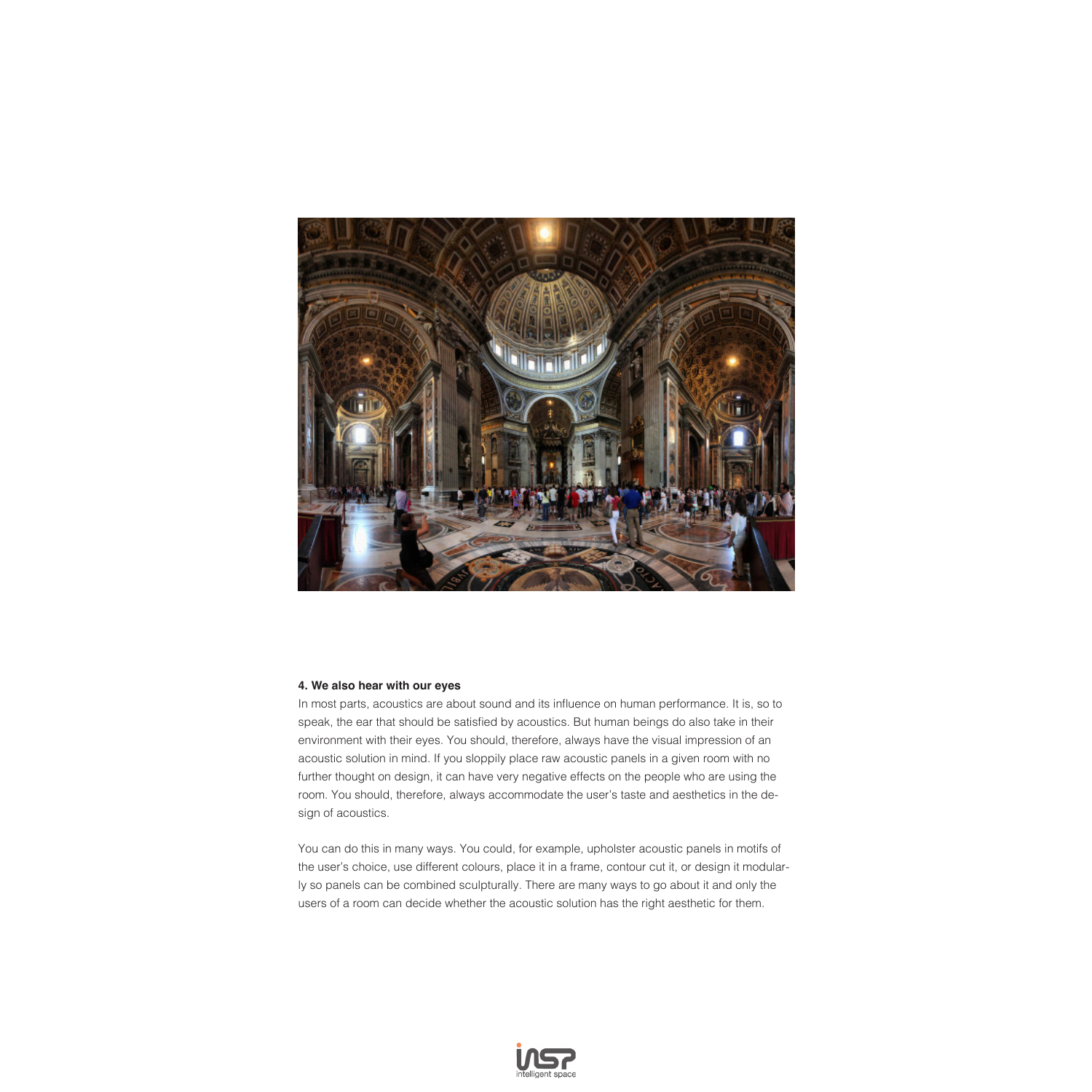**4. We also hear with our eyes**

In most parts, acoustics are about sound and its influence on human performance. It is, so to speak, the ear that should be satisfied by acoustics. But human beings do also take in their environment with their eyes. You should, therefore, always have the visual impression of an acoustic solution in mind. If you sloppily place raw acoustic panels in a given room with no further thought on design, it can have very negative effects on the people who are using the room. You should, therefore, always accommodate the user's taste and aesthetics in the design of acoustics.

You can do this in many ways. You could, for example, upholster acoustic panels in motifs of the user's choice, use different colours, place it in a frame, contour cut it, or design it modularly so panels can be combined sculpturally. There are many ways to go about it and only the users of a room can decide whether the acoustic solution has the right aesthetic for them.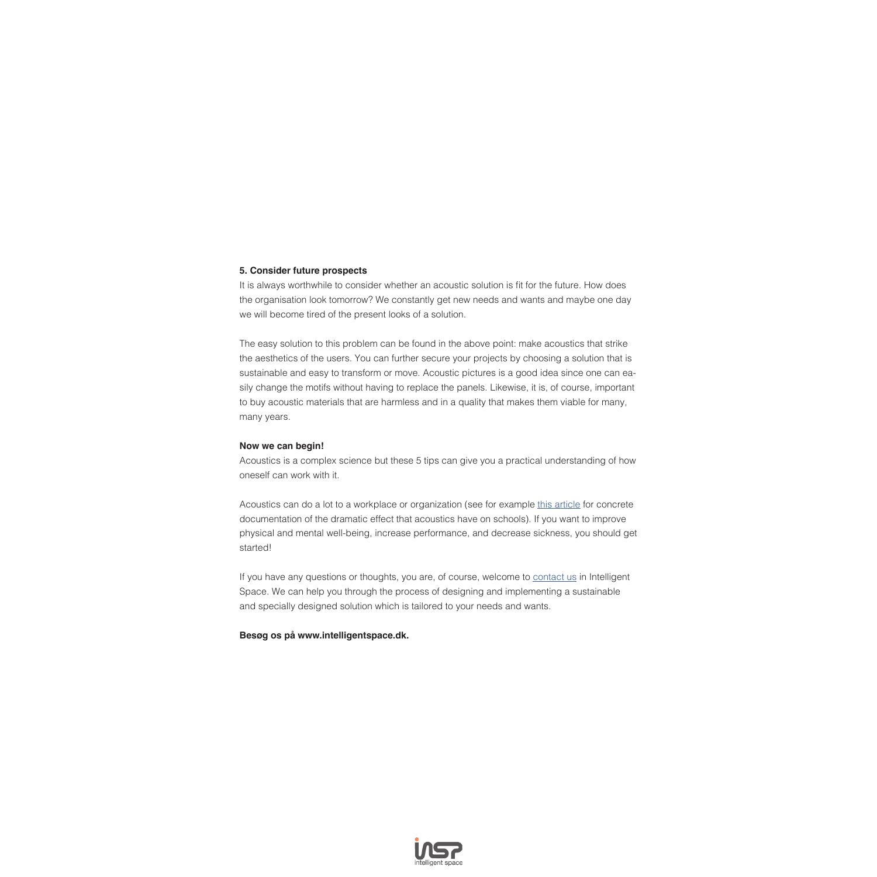**5. Consider future prospects**

It is always worthwhile to consider whether an acoustic solution is fit for the future. How does the organisation look tomorrow? We constantly get new needs and wants and maybe one day we will become tired of the present looks of a solution.

The easy solution to this problem can be found in the above point: make acoustics that strike the aesthetics of the users. You can further secure your projects by choosing a solution that is sustainable and easy to transform or move. Acoustic pictures is a good idea since one can easily change the motifs without having to replace the panels. Likewise, it is, of course, important to buy acoustic materials that are harmless and in a quality that makes them viable for many, many years.

**Now we can begin!**

Acoustics is a complex science but these 5 tips can give you a practical understanding of how oneself can work with it.

Acoustics can do a lot to a workplace or organization (see for example this article for concrete documentation of the dramatic effect that acoustics have on schools). If you want to improve physical and mental well-being, increase performance, and decrease sickness, you should get started!

If you have any questions or thoughts, you are, of course, welcome to contact us in Intelligent Space. We can help you through the process of designing and implementing a sustainable and specially designed solution which is tailored to your needs and wants.

**Besøg os på www.intelligentspace.dk.**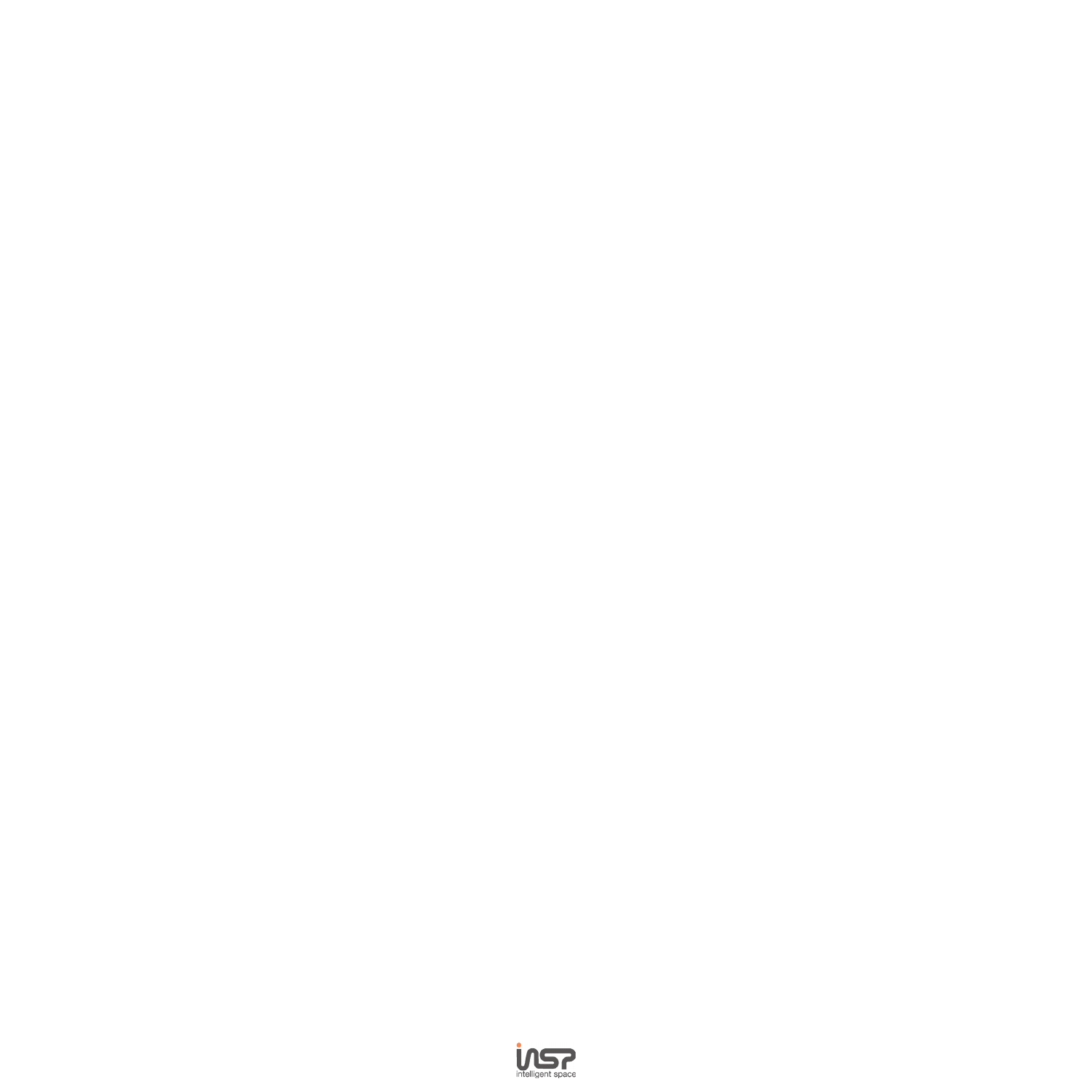insp

intelligent space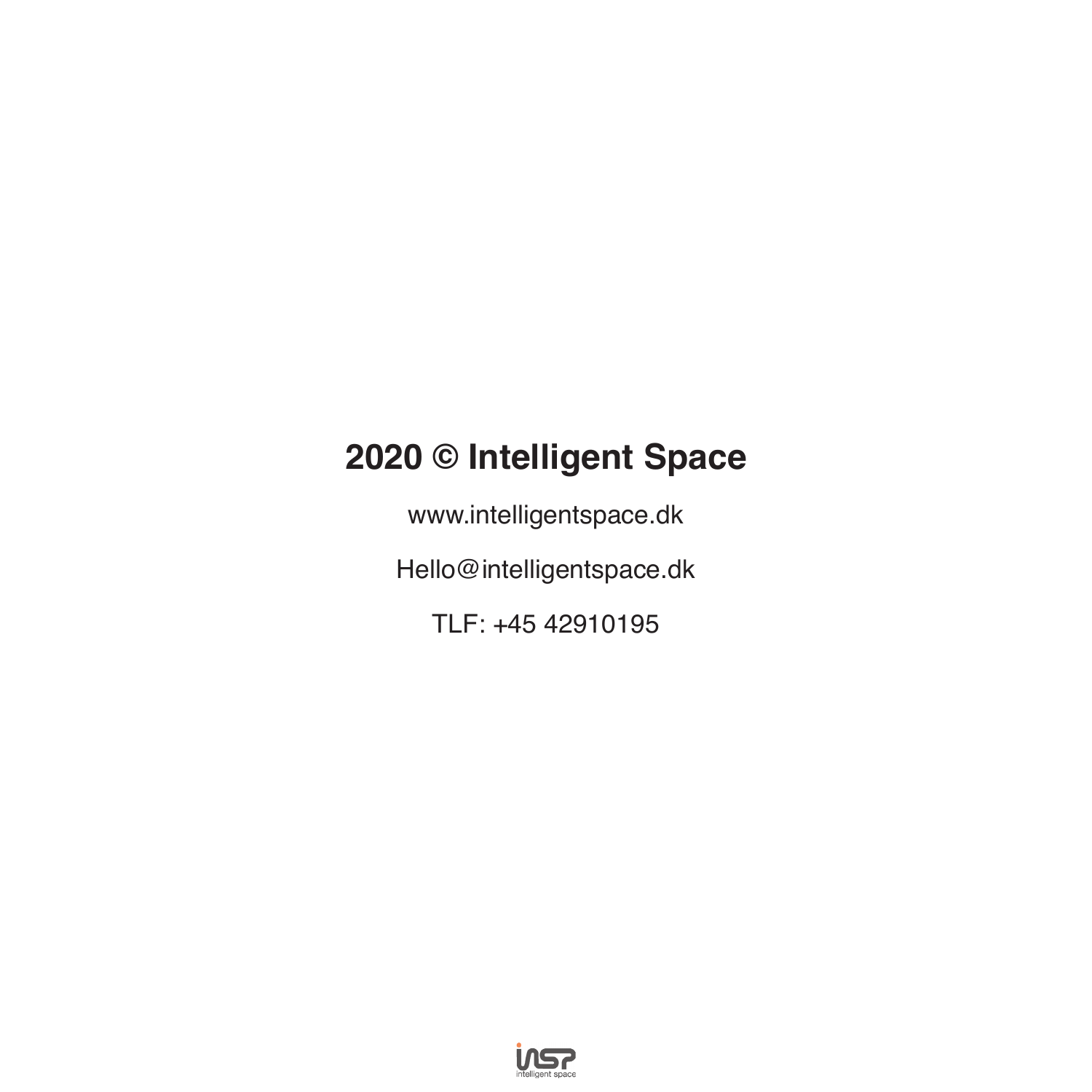**2020 © Intelligent Space**

www.intelligentspace.dk

Hello@intelligentspace.dk

TLF: +45 42910195

insp
intelligent space